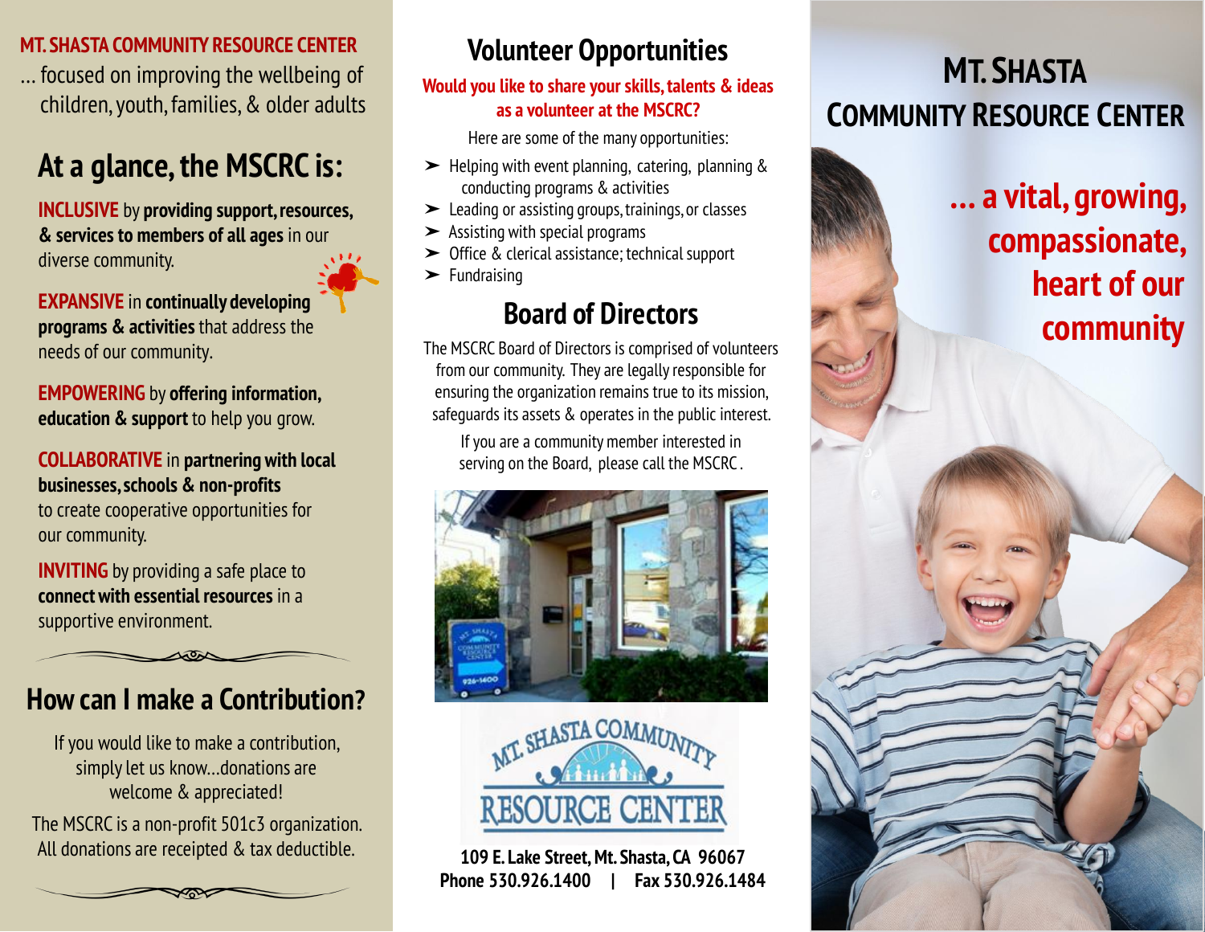**MT. SHASTA COMMUNITY RESOURCE CENTER**

... focused on improving the wellbeing of children, youth, families, & older adults

## At a glance, the MSCRC is:

**INCLUSIVE** by **providing support, resources, & services to members of all ages** in our diverse community.

**EXPANSIVE** in **continually developing programs & activities** that address the needs of our community.

**EMPOWERING** by **offering information, education & support** to help you grow.

**COLLABORATIVE** in **partnering with local businesses, schools & non-profits** to create cooperative opportunities for our community.

**INVITING** by providing a safe place to **connect with essential resources** in a supportive environment.

## How can I make a Contribution?

If you would like to make a contribution, simply let us know...donations are welcome & appreciated!

The MSCRC is a non-profit 501c3 organization. All donations are receipted & tax deductible.

## Volunteer Opportunities

**Would you like to share your skills, talents & ideas as a volunteer at the MSCRC?**

Here are some of the many opportunities:

- Helping with event planning, catering, planning & conducting programs & activities
- Leading or assisting groups, trainings, or classes
- Assisting with special programs
- Office & clerical assistance; technical support
- Fundraising

## Board of Directors

The MSCRC Board of Directors is comprised of volunteers from our community. They are legally responsible for ensuring the organization remains true to its mission, safeguards its assets & operates in the public interest.

If you are a community member interested in serving on the Board, please call the MSCRC.

MT. SHASTA COMMUNITY RESOURCE CENTER

**109 E. Lake Street, Mt. Shasta, CA 96067**
**Phone 530.926.1400 | Fax 530.926.1484**

# MT. SHASTA COMMUNITY RESOURCE CENTER

**... a vital, growing, compassionate, heart of our community**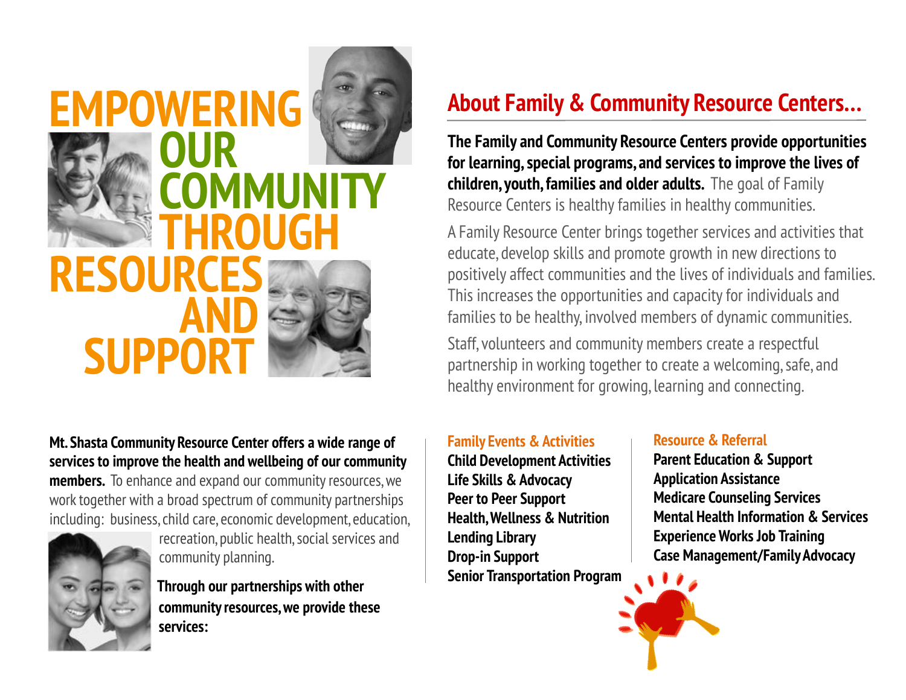# EMPOWERING OUR COMMUNITY THROUGH RESOURCES AND SUPPORT

## About Family & Community Resource Centers...

**The Family and Community Resource Centers provide opportunities for learning, special programs, and services to improve the lives of children, youth, families and older adults.** The goal of Family Resource Centers is healthy families in healthy communities.

A Family Resource Center brings together services and activities that educate, develop skills and promote growth in new directions to positively affect communities and the lives of individuals and families. This increases the opportunities and capacity for individuals and families to be healthy, involved members of dynamic communities.

Staff, volunteers and community members create a respectful partnership in working together to create a welcoming, safe, and healthy environment for growing, learning and connecting.

**Mt. Shasta Community Resource Center offers a wide range of services to improve the health and wellbeing of our community members.** To enhance and expand our community resources, we work together with a broad spectrum of community partnerships including: business, child care, economic development, education, recreation, public health, social services and community planning.

**Through our partnerships with other community resources, we provide these services:**

**Family Events & Activities**
- **Child Development Activities**
- **Life Skills & Advocacy**
- **Peer to Peer Support**
- **Health, Wellness & Nutrition**
- **Lending Library**
- **Drop-in Support**
- **Senior Transportation Program**

**Resource & Referral**
- **Parent Education & Support**
- **Application Assistance**
- **Medicare Counseling Services**
- **Mental Health Information & Services**
- **Experience Works Job Training**
- **Case Management/Family Advocacy**